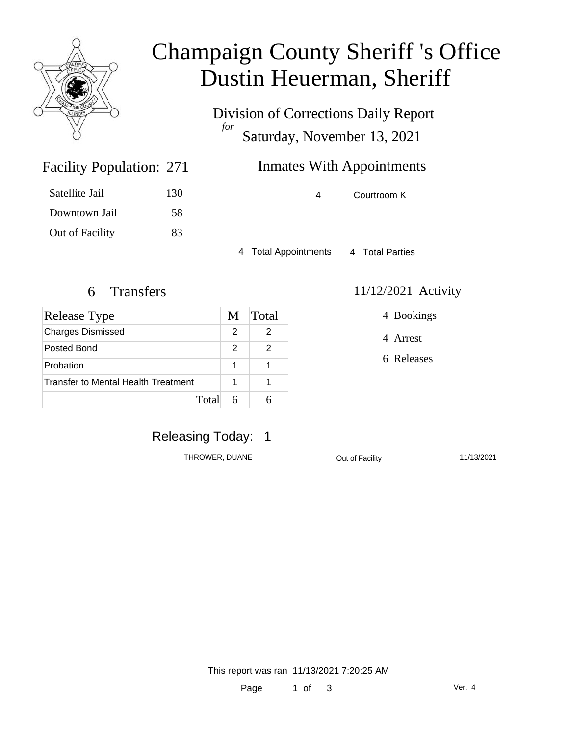# Champaign County Sheriff 's Office
# Dustin Heuerman, Sheriff

Division of Corrections Daily Report
*for*
Saturday, November 13, 2021

## Facility Population: 271

| | |
|---|---|
| Satellite Jail | 130 |
| Downtown Jail | 58 |
| Out of Facility | 83 |

## Inmates With Appointments

4 Courtroom K

4 Total Appointments 4 Total Parties

## 6 Transfers

| Release Type | M | Total |
|---|---|---|
| Charges Dismissed | 2 | 2 |
| Posted Bond | 2 | 2 |
| Probation | 1 | 1 |
| Transfer to Mental Health Treatment | 1 | 1 |
| Total | 6 | 6 |

## 11/12/2021 Activity

4 Bookings

4 Arrest

6 Releases

## Releasing Today: 1

| | | |
|---|---|---|
| THROWER, DUANE | Out of Facility | 11/13/2021 |

This report was ran 11/13/2021 7:20:25 AM

Ver. 4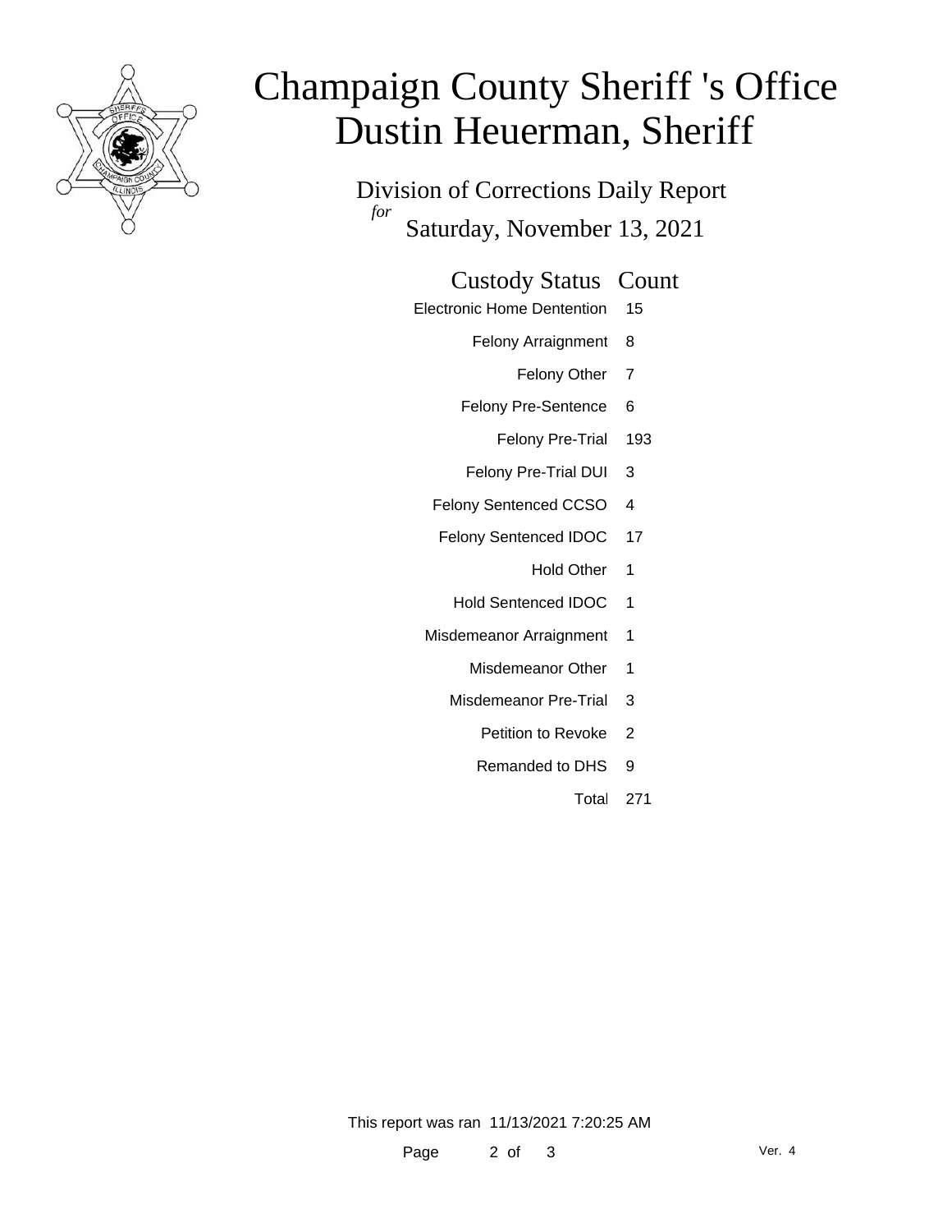# Champaign County Sheriff 's Office
# Dustin Heuerman, Sheriff

## Division of Corrections Daily Report

*for* Saturday, November 13, 2021

| Custody Status | Count |
| --- | --- |
| Electronic Home Dentention | 15 |
| Felony Arraignment | 8 |
| Felony Other | 7 |
| Felony Pre-Sentence | 6 |
| Felony Pre-Trial | 193 |
| Felony Pre-Trial DUI | 3 |
| Felony Sentenced CCSO | 4 |
| Felony Sentenced IDOC | 17 |
| Hold Other | 1 |
| Hold Sentenced IDOC | 1 |
| Misdemeanor Arraignment | 1 |
| Misdemeanor Other | 1 |
| Misdemeanor Pre-Trial | 3 |
| Petition to Revoke | 2 |
| Remanded to DHS | 9 |
| Total | 271 |

This report was ran 11/13/2021 7:20:25 AM

Ver. 4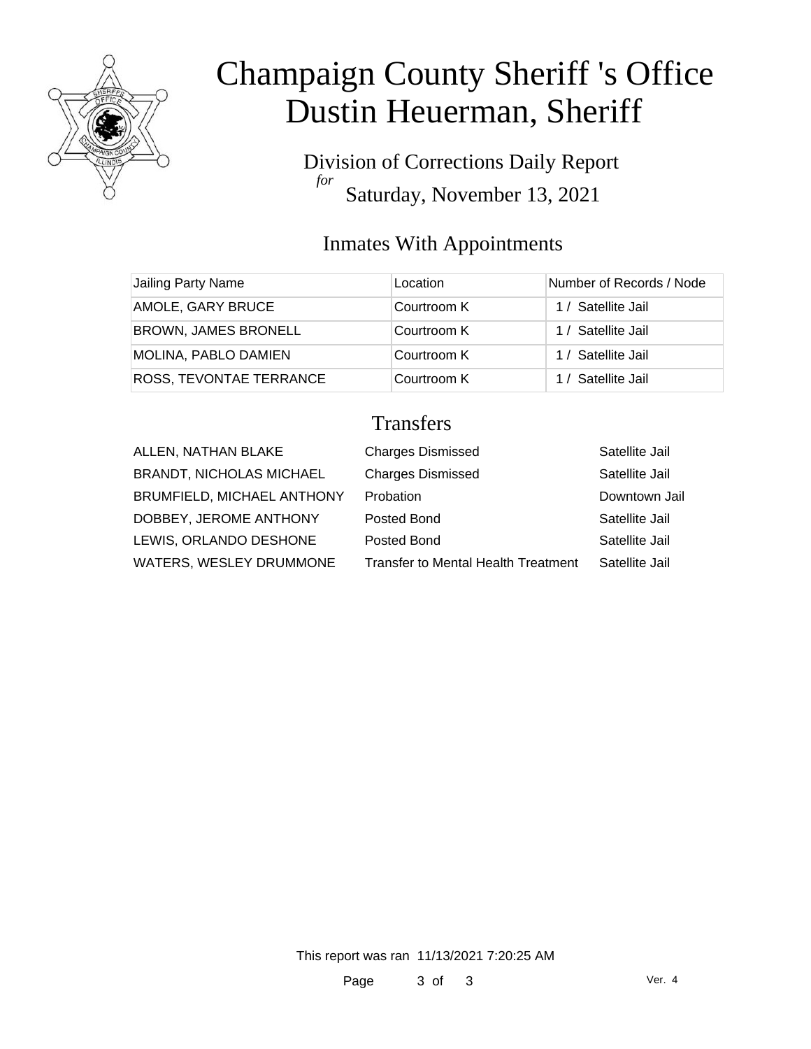# Champaign County Sheriff 's Office
# Dustin Heuerman, Sheriff

Division of Corrections Daily Report

*for*

Saturday, November 13, 2021

## Inmates With Appointments

| Jailing Party Name | Location | Number of Records / Node |
| --- | --- | --- |
| AMOLE, GARY BRUCE | Courtroom K | 1 / Satellite Jail |
| BROWN, JAMES BRONELL | Courtroom K | 1 / Satellite Jail |
| MOLINA, PABLO DAMIEN | Courtroom K | 1 / Satellite Jail |
| ROSS, TEVONTAE TERRANCE | Courtroom K | 1 / Satellite Jail |

## Transfers

| | | |
| --- | --- | --- |
| ALLEN, NATHAN BLAKE | Charges Dismissed | Satellite Jail |
| BRANDT, NICHOLAS MICHAEL | Charges Dismissed | Satellite Jail |
| BRUMFIELD, MICHAEL ANTHONY | Probation | Downtown Jail |
| DOBBEY, JEROME ANTHONY | Posted Bond | Satellite Jail |
| LEWIS, ORLANDO DESHONE | Posted Bond | Satellite Jail |
| WATERS, WESLEY DRUMMONE | Transfer to Mental Health Treatment | Satellite Jail |

This report was ran 11/13/2021 7:20:25 AM

Ver. 4